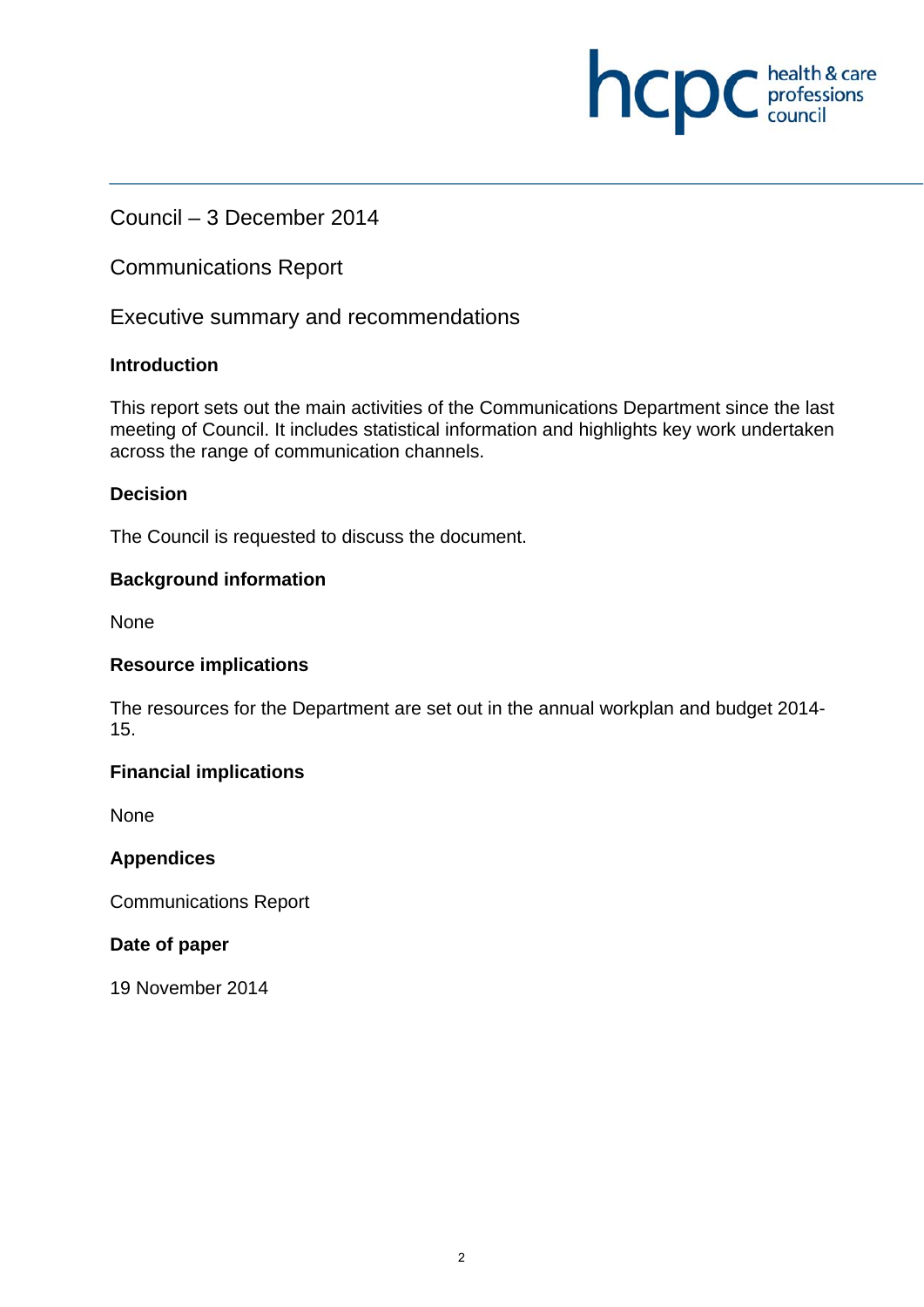Council – 3 December 2014

# Communications Report

## Executive summary and recommendations

### Introduction

This report sets out the main activities of the Communications Department since the last meeting of Council. It includes statistical information and highlights key work undertaken across the range of communication channels.

### Decision

The Council is requested to discuss the document.

### Background information

None

### Resource implications

The resources for the Department are set out in the annual workplan and budget 2014-15.

### Financial implications

None

### Appendices

Communications Report

### Date of paper

19 November 2014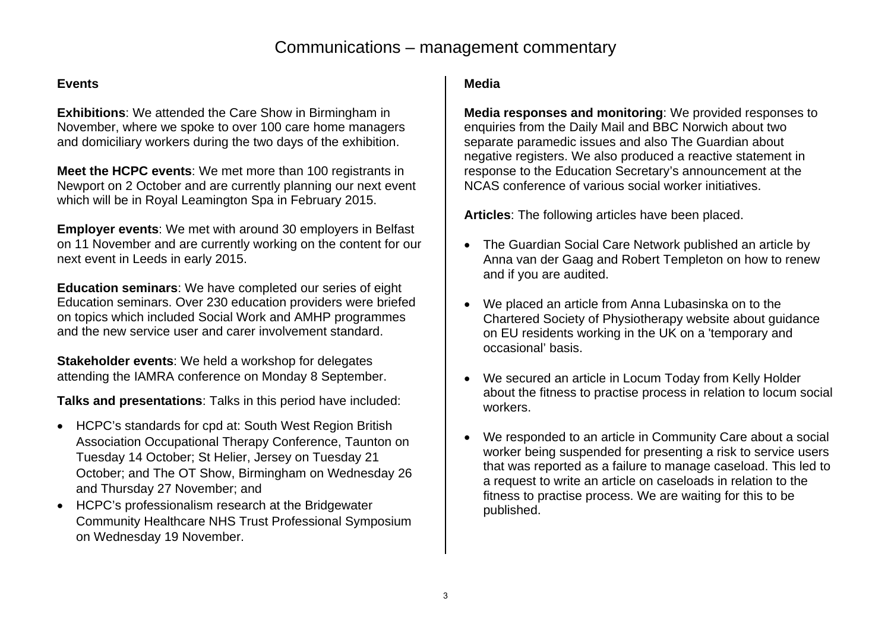# Communications – management commentary

## Events

**Exhibitions**: We attended the Care Show in Birmingham in November, where we spoke to over 100 care home managers and domiciliary workers during the two days of the exhibition.

**Meet the HCPC events**: We met more than 100 registrants in Newport on 2 October and are currently planning our next event which will be in Royal Leamington Spa in February 2015.

**Employer events**: We met with around 30 employers in Belfast on 11 November and are currently working on the content for our next event in Leeds in early 2015.

**Education seminars**: We have completed our series of eight Education seminars. Over 230 education providers were briefed on topics which included Social Work and AMHP programmes and the new service user and carer involvement standard.

**Stakeholder events**: We held a workshop for delegates attending the IAMRA conference on Monday 8 September.

**Talks and presentations**: Talks in this period have included:

- HCPC's standards for cpd at: South West Region British Association Occupational Therapy Conference, Taunton on Tuesday 14 October; St Helier, Jersey on Tuesday 21 October; and The OT Show, Birmingham on Wednesday 26 and Thursday 27 November; and
- HCPC's professionalism research at the Bridgewater Community Healthcare NHS Trust Professional Symposium on Wednesday 19 November.

## Media

**Media responses and monitoring**: We provided responses to enquiries from the Daily Mail and BBC Norwich about two separate paramedic issues and also The Guardian about negative registers. We also produced a reactive statement in response to the Education Secretary's announcement at the NCAS conference of various social worker initiatives.

**Articles**: The following articles have been placed.

- The Guardian Social Care Network published an article by Anna van der Gaag and Robert Templeton on how to renew and if you are audited.
- We placed an article from Anna Lubasinska on to the Chartered Society of Physiotherapy website about guidance on EU residents working in the UK on a 'temporary and occasional' basis.
- We secured an article in Locum Today from Kelly Holder about the fitness to practise process in relation to locum social workers.
- We responded to an article in Community Care about a social worker being suspended for presenting a risk to service users that was reported as a failure to manage caseload. This led to a request to write an article on caseloads in relation to the fitness to practise process. We are waiting for this to be published.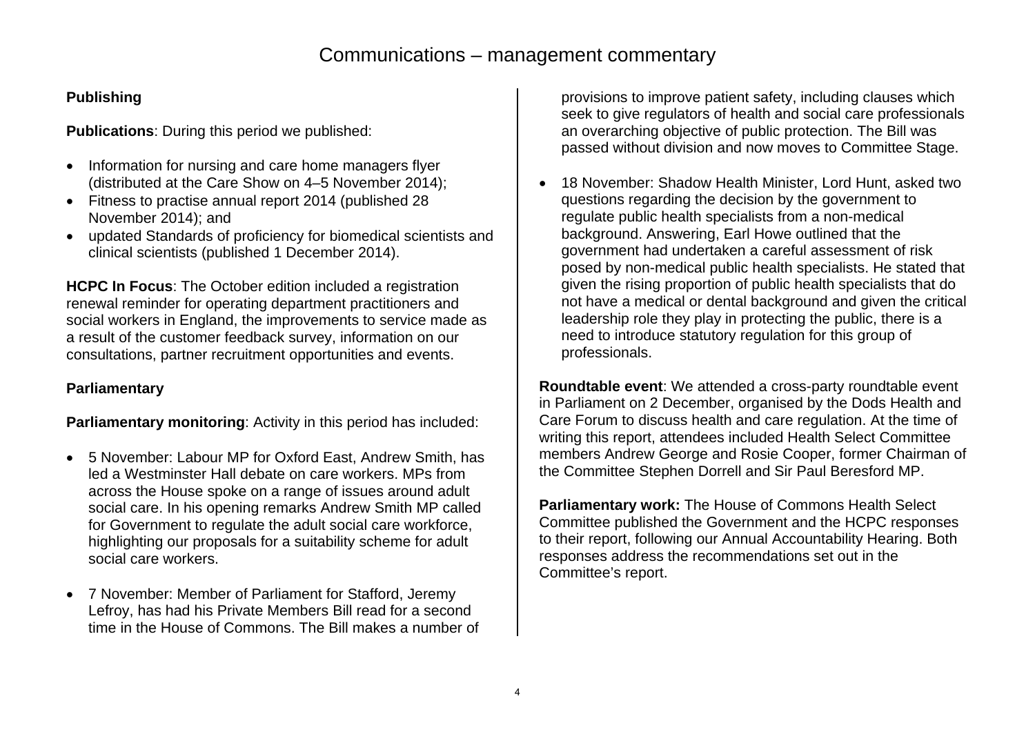# Communications – management commentary

**Publishing**

**Publications**: During this period we published:

- Information for nursing and care home managers flyer (distributed at the Care Show on 4–5 November 2014);
- Fitness to practise annual report 2014 (published 28 November 2014); and
- updated Standards of proficiency for biomedical scientists and clinical scientists (published 1 December 2014).

**HCPC In Focus**: The October edition included a registration renewal reminder for operating department practitioners and social workers in England, the improvements to service made as a result of the customer feedback survey, information on our consultations, partner recruitment opportunities and events.

**Parliamentary**

**Parliamentary monitoring**: Activity in this period has included:

- 5 November: Labour MP for Oxford East, Andrew Smith, has led a Westminster Hall debate on care workers. MPs from across the House spoke on a range of issues around adult social care. In his opening remarks Andrew Smith MP called for Government to regulate the adult social care workforce, highlighting our proposals for a suitability scheme for adult social care workers.
- 7 November: Member of Parliament for Stafford, Jeremy Lefroy, has had his Private Members Bill read for a second time in the House of Commons. The Bill makes a number of provisions to improve patient safety, including clauses which seek to give regulators of health and social care professionals an overarching objective of public protection. The Bill was passed without division and now moves to Committee Stage.
- 18 November: Shadow Health Minister, Lord Hunt, asked two questions regarding the decision by the government to regulate public health specialists from a non-medical background. Answering, Earl Howe outlined that the government had undertaken a careful assessment of risk posed by non-medical public health specialists. He stated that given the rising proportion of public health specialists that do not have a medical or dental background and given the critical leadership role they play in protecting the public, there is a need to introduce statutory regulation for this group of professionals.

**Roundtable event**: We attended a cross-party roundtable event in Parliament on 2 December, organised by the Dods Health and Care Forum to discuss health and care regulation. At the time of writing this report, attendees included Health Select Committee members Andrew George and Rosie Cooper, former Chairman of the Committee Stephen Dorrell and Sir Paul Beresford MP.

**Parliamentary work:** The House of Commons Health Select Committee published the Government and the HCPC responses to their report, following our Annual Accountability Hearing. Both responses address the recommendations set out in the Committee's report.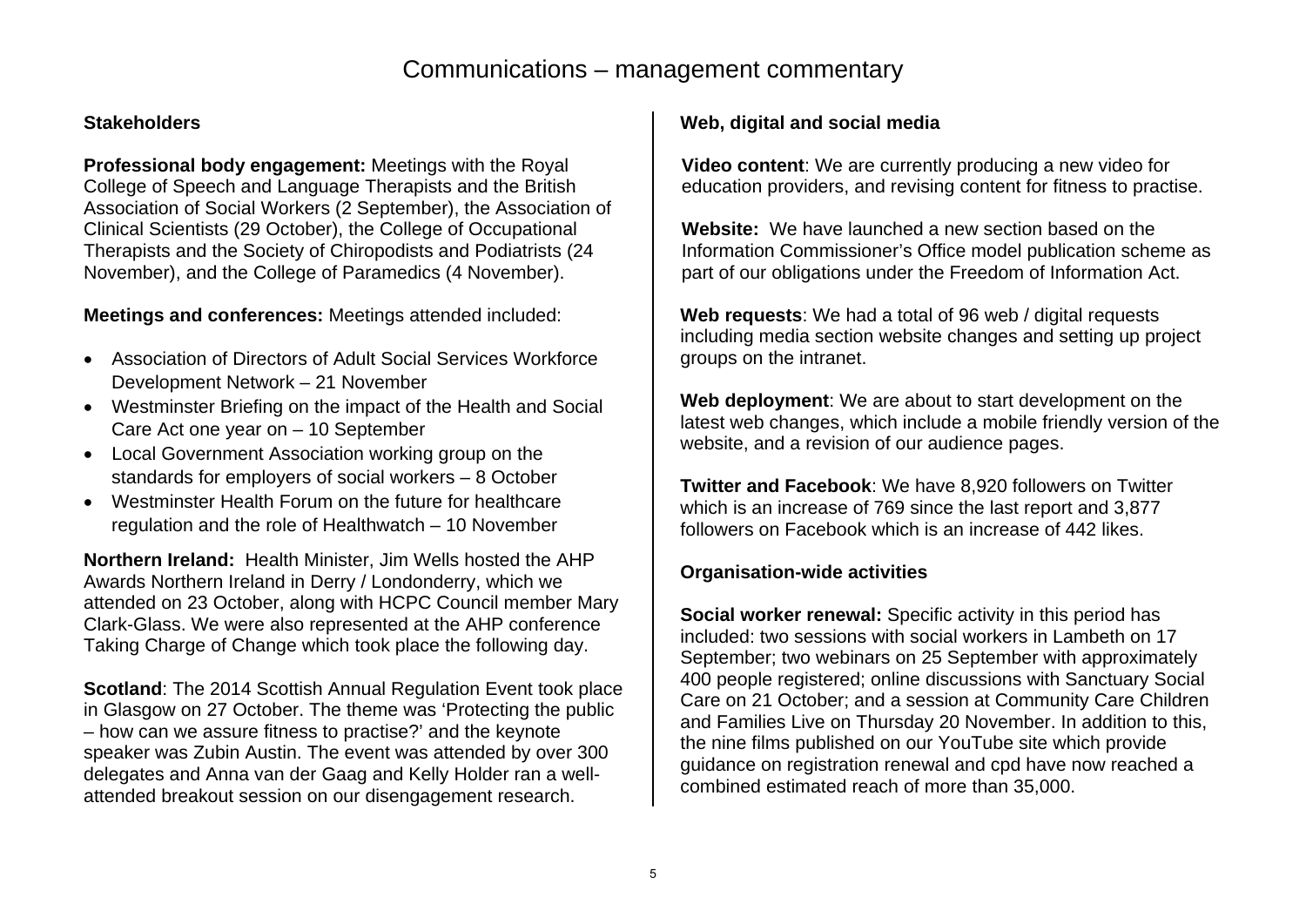# Communications – management commentary

## Stakeholders

**Professional body engagement:** Meetings with the Royal College of Speech and Language Therapists and the British Association of Social Workers (2 September), the Association of Clinical Scientists (29 October), the College of Occupational Therapists and the Society of Chiropodists and Podiatrists (24 November), and the College of Paramedics (4 November).

**Meetings and conferences:** Meetings attended included:

- Association of Directors of Adult Social Services Workforce Development Network – 21 November
- Westminster Briefing on the impact of the Health and Social Care Act one year on – 10 September
- Local Government Association working group on the standards for employers of social workers – 8 October
- Westminster Health Forum on the future for healthcare regulation and the role of Healthwatch – 10 November

**Northern Ireland:** Health Minister, Jim Wells hosted the AHP Awards Northern Ireland in Derry / Londonderry, which we attended on 23 October, along with HCPC Council member Mary Clark-Glass. We were also represented at the AHP conference Taking Charge of Change which took place the following day.

**Scotland**: The 2014 Scottish Annual Regulation Event took place in Glasgow on 27 October. The theme was 'Protecting the public – how can we assure fitness to practise?' and the keynote speaker was Zubin Austin. The event was attended by over 300 delegates and Anna van der Gaag and Kelly Holder ran a well-attended breakout session on our disengagement research.

## Web, digital and social media

**Video content**: We are currently producing a new video for education providers, and revising content for fitness to practise.

**Website:** We have launched a new section based on the Information Commissioner's Office model publication scheme as part of our obligations under the Freedom of Information Act.

**Web requests**: We had a total of 96 web / digital requests including media section website changes and setting up project groups on the intranet.

**Web deployment**: We are about to start development on the latest web changes, which include a mobile friendly version of the website, and a revision of our audience pages.

**Twitter and Facebook**: We have 8,920 followers on Twitter which is an increase of 769 since the last report and 3,877 followers on Facebook which is an increase of 442 likes.

## Organisation-wide activities

**Social worker renewal:** Specific activity in this period has included: two sessions with social workers in Lambeth on 17 September; two webinars on 25 September with approximately 400 people registered; online discussions with Sanctuary Social Care on 21 October; and a session at Community Care Children and Families Live on Thursday 20 November. In addition to this, the nine films published on our YouTube site which provide guidance on registration renewal and cpd have now reached a combined estimated reach of more than 35,000.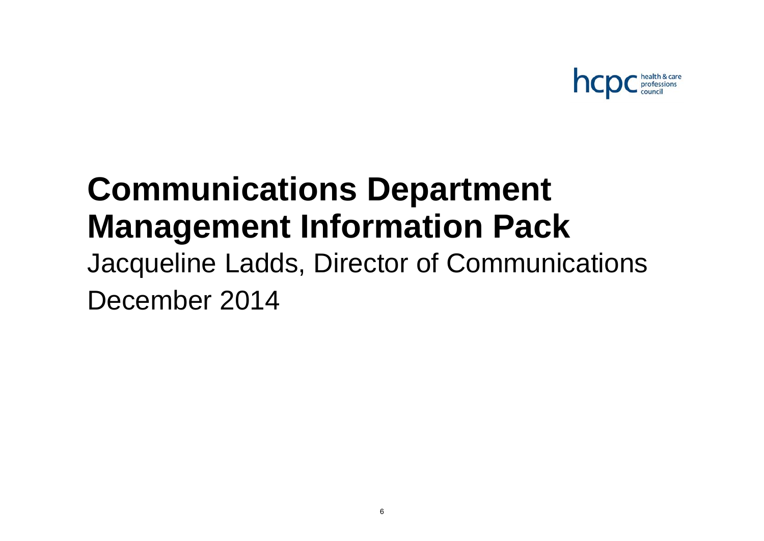# Communications Department Management Information Pack

Jacqueline Ladds, Director of Communications

December 2014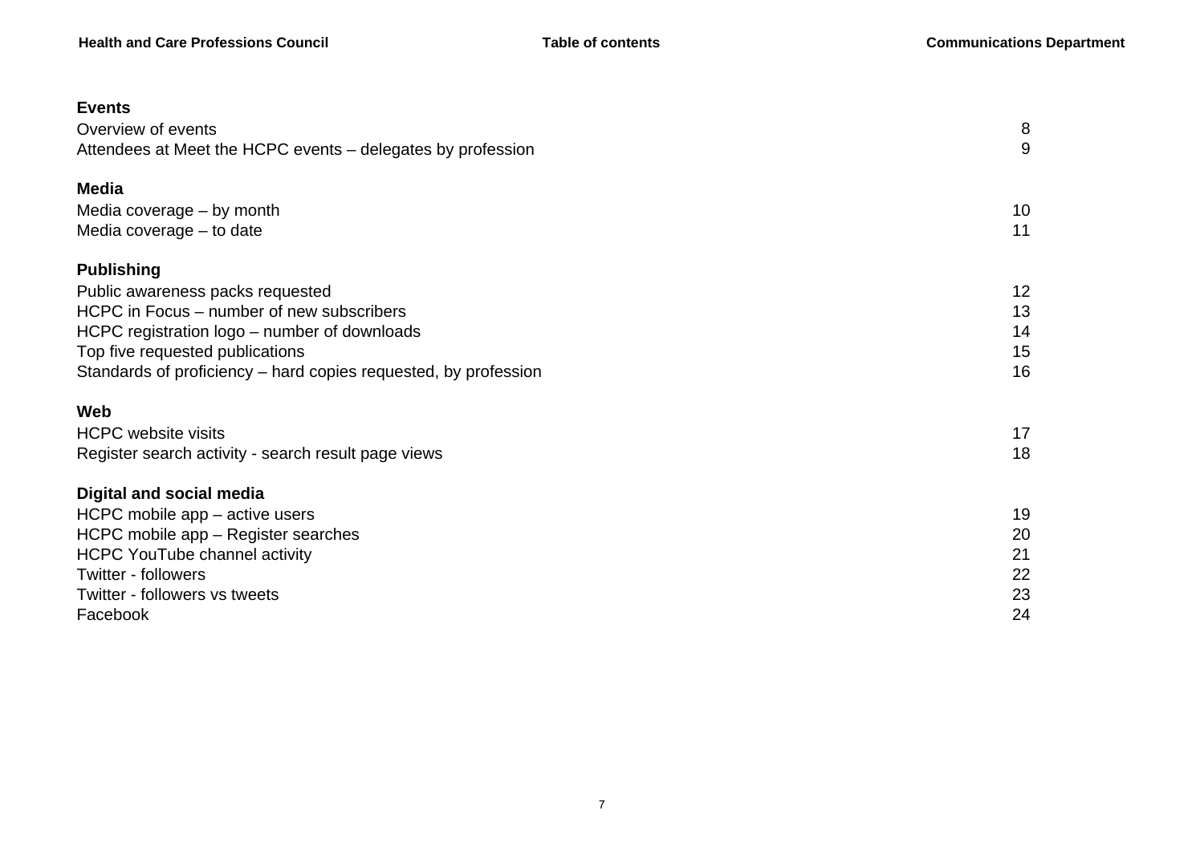# Table of contents

| | |
|---|---|
| **Events** | |
| Overview of events | 8 |
| Attendees at Meet the HCPC events – delegates by profession | 9 |
| **Media** | |
| Media coverage – by month | 10 |
| Media coverage – to date | 11 |
| **Publishing** | |
| Public awareness packs requested | 12 |
| HCPC in Focus – number of new subscribers | 13 |
| HCPC registration logo – number of downloads | 14 |
| Top five requested publications | 15 |
| Standards of proficiency – hard copies requested, by profession | 16 |
| **Web** | |
| HCPC website visits | 17 |
| Register search activity - search result page views | 18 |
| **Digital and social media** | |
| HCPC mobile app – active users | 19 |
| HCPC mobile app – Register searches | 20 |
| HCPC YouTube channel activity | 21 |
| Twitter - followers | 22 |
| Twitter - followers vs tweets | 23 |
| Facebook | 24 |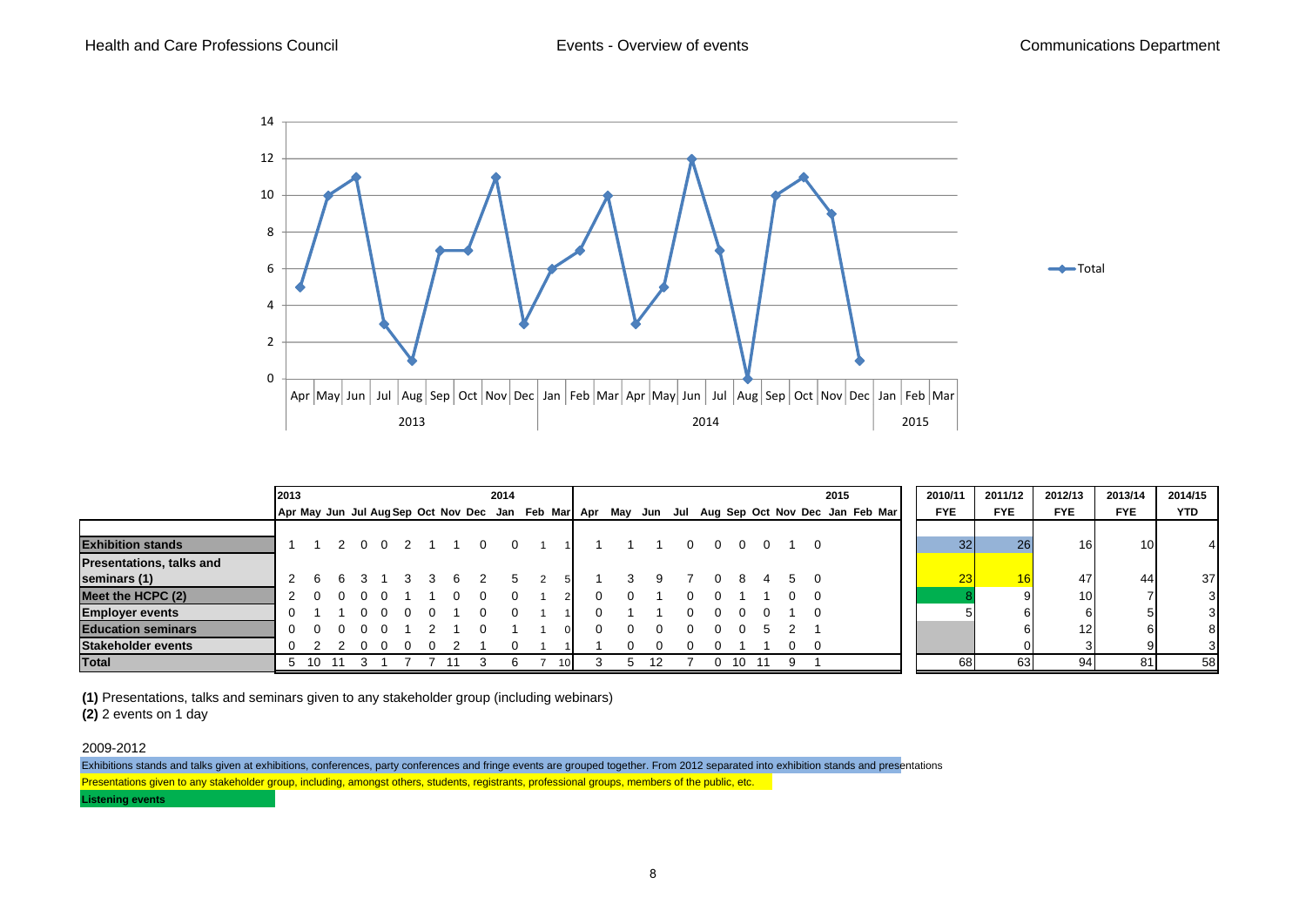Events - Overview of events

| | 2013 | | | | | | | | | 2014 | | | | | | | | | | | | | 2015 | | | 2010/11 | 2011/12 | 2012/13 | 2013/14 | 2014/15 |
|---|---|---|---|---|---|---|---|---|---|---|---|---|---|---|---|---|---|---|---|---|---|---|---|---|---|---|---|---|---|---|
| | Apr | May | Jun | Jul | Aug | Sep | Oct | Nov | Dec | Jan | Feb | Mar | Apr | May | Jun | Jul | Aug | Sep | Oct | Nov | Dec | Jan | Feb | Mar | | FYE | FYE | FYE | FYE | YTD |
| **Exhibition stands** | 1 | 1 | 2 | 0 | 0 | 2 | 1 | 1 | 0 | 0 | 1 | 1 | 1 | 1 | 1 | 0 | 0 | 0 | 0 | 1 | 0 | | | | | 32 | 26 | 16 | 10 | 4 |
| **Presentations, talks and seminars (1)** | 2 | 6 | 6 | 3 | 1 | 3 | 3 | 6 | 2 | 5 | 2 | 5 | 1 | 3 | 9 | 7 | 0 | 8 | 4 | 5 | 0 | | | | | 23 | 16 | 47 | 44 | 37 |
| **Meet the HCPC (2)** | 2 | 0 | 0 | 0 | 0 | 1 | 1 | 0 | 0 | 0 | 1 | 2 | 0 | 0 | 1 | 0 | 0 | 1 | 1 | 0 | 0 | | | | | 8 | 9 | 10 | 7 | 3 |
| **Employer events** | 0 | 1 | 1 | 0 | 0 | 0 | 0 | 1 | 0 | 0 | 1 | 1 | 0 | 1 | 1 | 0 | 0 | 0 | 0 | 1 | 0 | | | | | 5 | 6 | 6 | 5 | 3 |
| **Education seminars** | 0 | 0 | 0 | 0 | 0 | 1 | 2 | 1 | 0 | 1 | 1 | 0 | 0 | 0 | 0 | 0 | 0 | 0 | 5 | 2 | 1 | | | | | | 6 | 12 | 6 | 8 |
| **Stakeholder events** | 0 | 2 | 2 | 0 | 0 | 0 | 0 | 2 | 1 | 0 | 1 | 1 | 1 | 0 | 0 | 0 | 0 | 1 | 1 | 0 | 0 | | | | | | 0 | 3 | 9 | 3 |
| **Total** | 5 | 10 | 11 | 3 | 1 | 7 | 7 | 11 | 3 | 6 | 7 | 10 | 3 | 5 | 12 | 7 | 0 | 10 | 11 | 9 | 1 | | | | | 68 | 63 | 94 | 81 | 58 |

**(1)** Presentations, talks and seminars given to any stakeholder group (including webinars)
**(2)** 2 events on 1 day

2009-2012

Exhibitions stands and talks given at exhibitions, conferences, party conferences and fringe events are grouped together. From 2012 separated into exhibition stands and presentations

Presentations given to any stakeholder group, including, amongst others, students, registrants, professional groups, members of the public, etc.

**Listening events**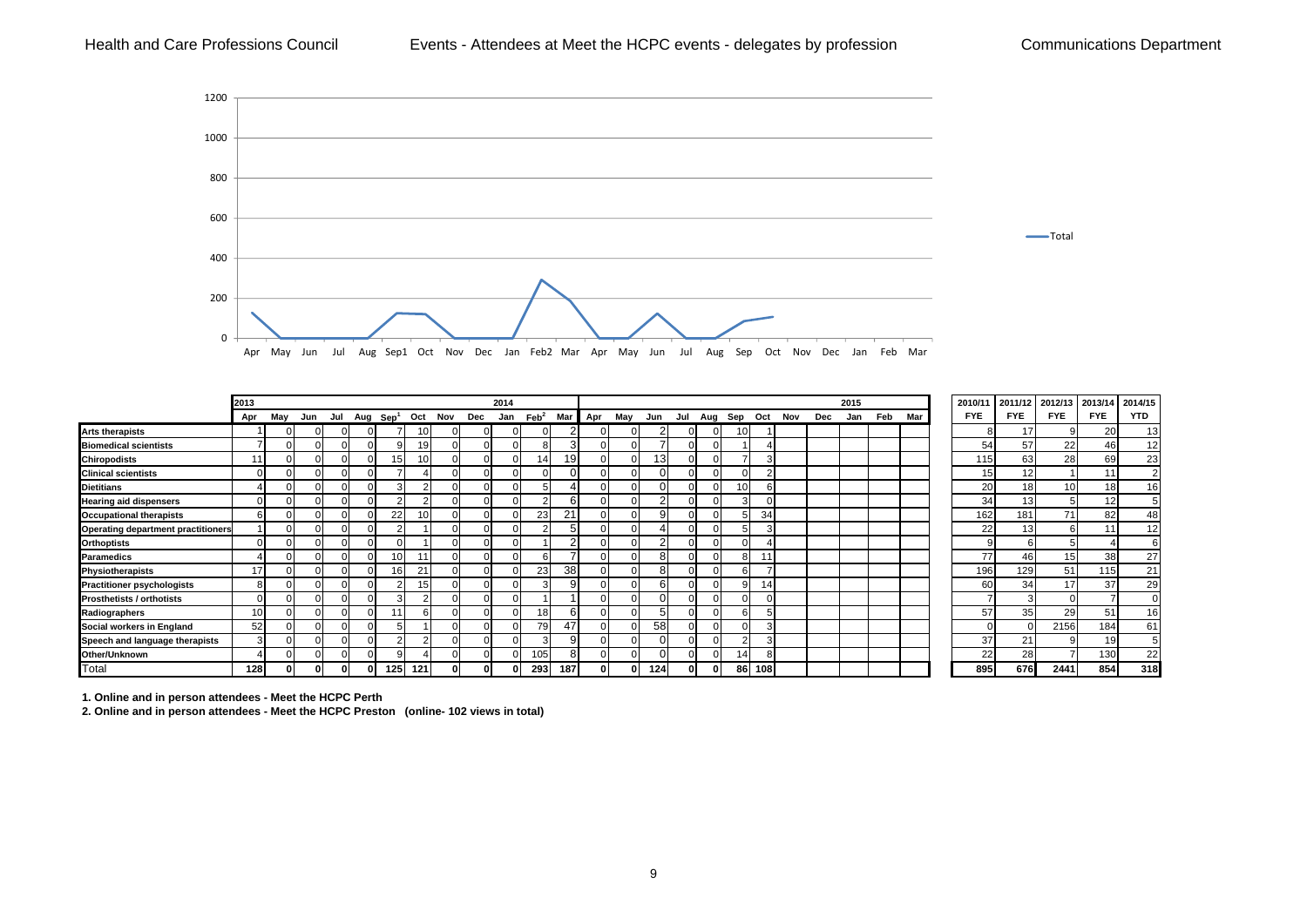Health and Care Professions Council — Events - Attendees at Meet the HCPC events - delegates by profession — Communications Department

| | 2013 | | | | | | | | | 2014 | | | | | | | | | | | | 2015 | | | | 2010/11 | 2011/12 | 2012/13 | 2013/14 | 2014/15 |
|---|---|---|---|---|---|---|---|---|---|---|---|---|---|---|---|---|---|---|---|---|---|---|---|---|---|---|---|---|---|---|
| | Apr | May | Jun | Jul | Aug | Sep[1] | Oct | Nov | Dec | Jan | Feb[2] | Mar | Apr | May | Jun | Jul | Aug | Sep | Oct | Nov | Dec | Jan | Feb | Mar | | FYE | FYE | FYE | FYE | YTD |
| Arts therapists | 1 | 0 | 0 | 0 | 0 | 7 | 10 | 0 | 0 | 0 | 0 | 2 | 0 | 0 | 2 | 0 | 0 | 10 | 1 | | | | | | | 8 | 17 | 9 | 20 | 13 |
| Biomedical scientists | 7 | 0 | 0 | 0 | 0 | 9 | 19 | 0 | 0 | 0 | 8 | 3 | 0 | 0 | 7 | 0 | 0 | 1 | 4 | | | | | | | 54 | 57 | 22 | 46 | 12 |
| Chiropodists | 11 | 0 | 0 | 0 | 0 | 15 | 10 | 0 | 0 | 0 | 14 | 19 | 0 | 0 | 13 | 0 | 0 | 7 | 3 | | | | | | | 115 | 63 | 28 | 69 | 23 |
| Clinical scientists | 0 | 0 | 0 | 0 | 0 | 7 | 4 | 0 | 0 | 0 | 0 | 0 | 0 | 0 | 0 | 0 | 0 | 0 | 2 | | | | | | | 15 | 12 | 1 | 11 | 2 |
| Dietitians | 4 | 0 | 0 | 0 | 0 | 3 | 2 | 0 | 0 | 0 | 5 | 4 | 0 | 0 | 0 | 0 | 0 | 10 | 6 | | | | | | | 20 | 18 | 10 | 18 | 16 |
| Hearing aid dispensers | 0 | 0 | 0 | 0 | 0 | 2 | 2 | 0 | 0 | 0 | 2 | 6 | 0 | 0 | 2 | 0 | 0 | 3 | 0 | | | | | | | 34 | 13 | 5 | 12 | 5 |
| Occupational therapists | 6 | 0 | 0 | 0 | 0 | 22 | 10 | 0 | 0 | 0 | 23 | 21 | 0 | 0 | 9 | 0 | 0 | 5 | 34 | | | | | | | 162 | 181 | 71 | 82 | 48 |
| Operating department practitioners | 1 | 0 | 0 | 0 | 0 | 2 | 1 | 0 | 0 | 0 | 2 | 5 | 0 | 0 | 4 | 0 | 0 | 5 | 3 | | | | | | | 22 | 13 | 6 | 11 | 12 |
| Orthoptists | 0 | 0 | 0 | 0 | 0 | 0 | 1 | 0 | 0 | 0 | 1 | 2 | 0 | 0 | 2 | 0 | 0 | 0 | 4 | | | | | | | 9 | 6 | 5 | 4 | 6 |
| Paramedics | 4 | 0 | 0 | 0 | 0 | 10 | 11 | 0 | 0 | 0 | 6 | 7 | 0 | 0 | 8 | 0 | 0 | 8 | 11 | | | | | | | 77 | 46 | 15 | 38 | 27 |
| Physiotherapists | 17 | 0 | 0 | 0 | 0 | 16 | 21 | 0 | 0 | 0 | 23 | 38 | 0 | 0 | 8 | 0 | 0 | 6 | 7 | | | | | | | 196 | 129 | 51 | 115 | 21 |
| Practitioner psychologists | 8 | 0 | 0 | 0 | 0 | 2 | 15 | 0 | 0 | 0 | 3 | 9 | 0 | 0 | 6 | 0 | 0 | 9 | 14 | | | | | | | 60 | 34 | 17 | 37 | 29 |
| Prosthetists / orthotists | 0 | 0 | 0 | 0 | 0 | 3 | 2 | 0 | 0 | 0 | 1 | 1 | 0 | 0 | 0 | 0 | 0 | 0 | 0 | | | | | | | 7 | 3 | 0 | 7 | 0 |
| Radiographers | 10 | 0 | 0 | 0 | 0 | 11 | 6 | 0 | 0 | 0 | 18 | 6 | 0 | 0 | 5 | 0 | 0 | 6 | 5 | | | | | | | 57 | 35 | 29 | 51 | 16 |
| Social workers in England | 52 | 0 | 0 | 0 | 0 | 5 | 1 | 0 | 0 | 0 | 79 | 47 | 0 | 0 | 58 | 0 | 0 | 0 | 3 | | | | | | | 0 | 0 | 2156 | 184 | 61 |
| Speech and language therapists | 3 | 0 | 0 | 0 | 0 | 2 | 2 | 0 | 0 | 0 | 3 | 9 | 0 | 0 | 0 | 0 | 0 | 2 | 3 | | | | | | | 37 | 21 | 9 | 19 | 5 |
| Other/Unknown | 4 | 0 | 0 | 0 | 0 | 9 | 4 | 0 | 0 | 0 | 105 | 8 | 0 | 0 | 0 | 0 | 0 | 14 | 8 | | | | | | | 22 | 28 | 7 | 130 | 22 |
| Total | 128 | 0 | 0 | 0 | 0 | 125 | 121 | 0 | 0 | 0 | 293 | 187 | 0 | 0 | 124 | 0 | 0 | 86 | 108 | | | | | | | 895 | 676 | 2441 | 854 | 318 |

1. Online and in person attendees - Meet the HCPC Perth

2. Online and in person attendees - Meet the HCPC Preston (online- 102 views in total)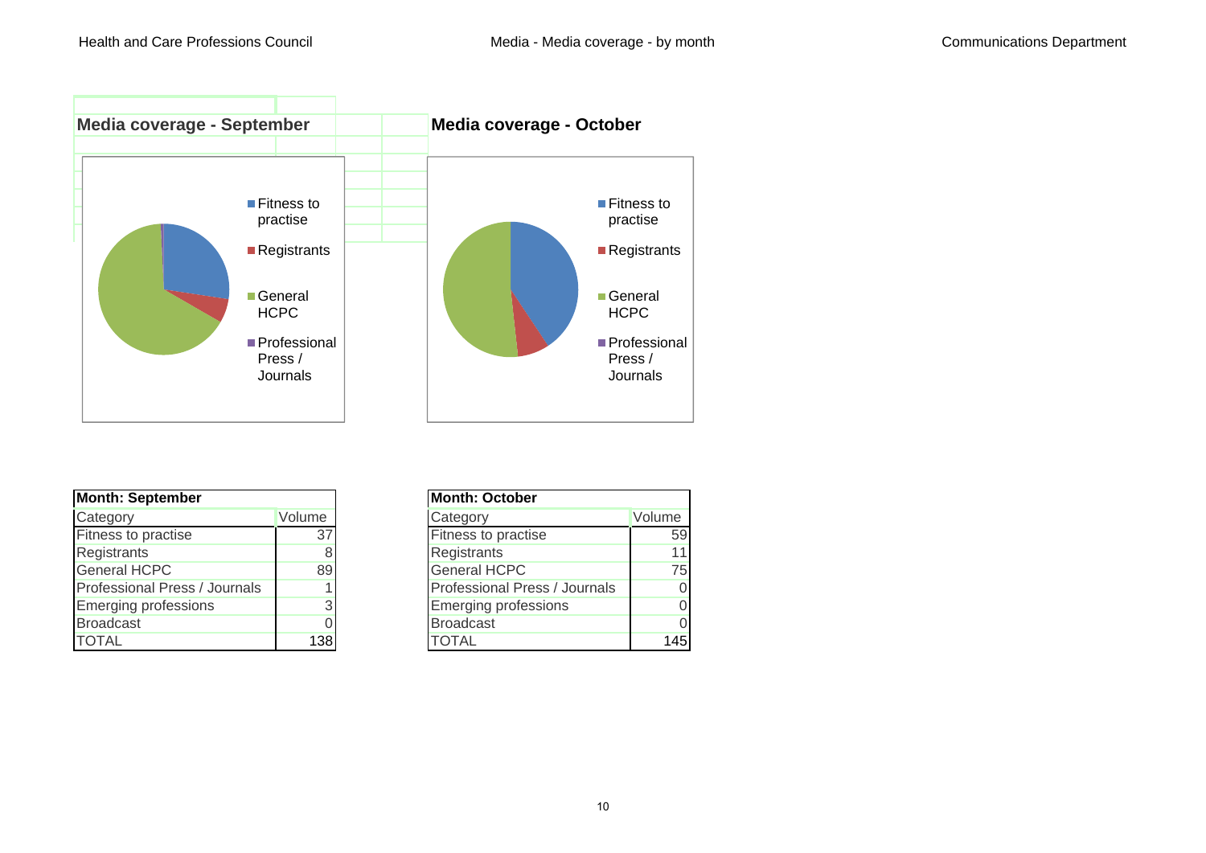## Media coverage - September

Fitness to practise

Registrants

General HCPC

Professional Press / Journals

## Media coverage - October

Fitness to practise

Registrants

General HCPC

Professional Press / Journals

| Month: September | |
|---|---|
| Category | Volume |
| Fitness to practise | 37 |
| Registrants | 8 |
| General HCPC | 89 |
| Professional Press / Journals | 1 |
| Emerging professions | 3 |
| Broadcast | 0 |
| TOTAL | 138 |

| Month: October | |
|---|---|
| Category | Volume |
| Fitness to practise | 59 |
| Registrants | 11 |
| General HCPC | 75 |
| Professional Press / Journals | 0 |
| Emerging professions | 0 |
| Broadcast | 0 |
| TOTAL | 145 |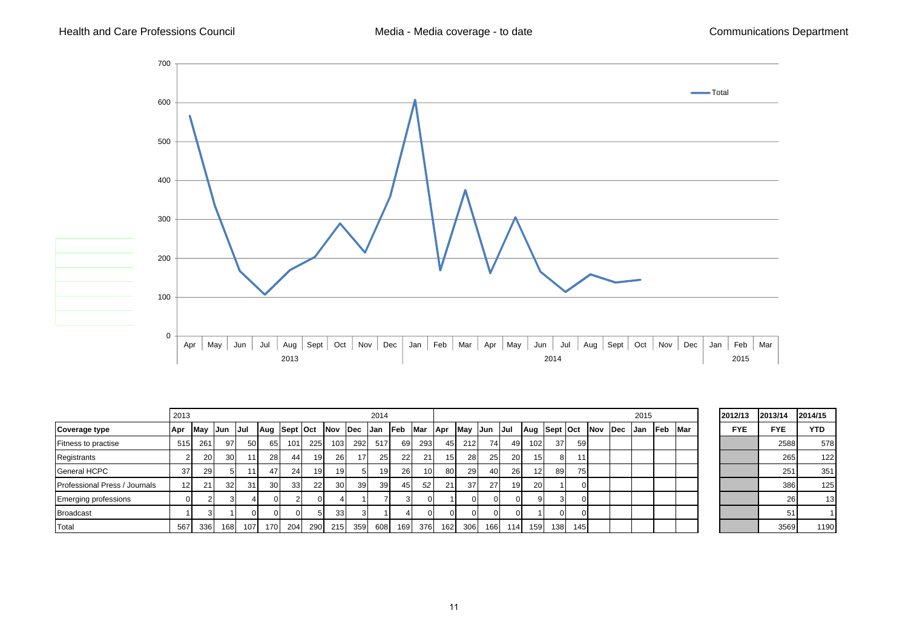Health and Care Professions Council — Media - Media coverage - to date — Communications Department

| Coverage type | Apr 2013 | May | Jun | Jul | Aug | Sept | Oct | Nov | Dec | Jan 2014 | Feb | Mar | Apr | May | Jun | Jul | Aug | Sept | Oct | Nov | Dec | Jan 2015 | Feb | Mar | 2012/13 FYE | 2013/14 FYE | 2014/15 YTD |
|---|---|---|---|---|---|---|---|---|---|---|---|---|---|---|---|---|---|---|---|---|---|---|---|---|---|---|---|
| Fitness to practise | 515 | 261 | 97 | 50 | 65 | 101 | 225 | 103 | 292 | 517 | 69 | 293 | 45 | 212 | 74 | 49 | 102 | 37 | 59 | | | | | | | 2588 | 578 |
| Registrants | 2 | 20 | 30 | 11 | 28 | 44 | 19 | 26 | 17 | 25 | 22 | 21 | 15 | 28 | 25 | 20 | 15 | 8 | 11 | | | | | | | 265 | 122 |
| General HCPC | 37 | 29 | 5 | 11 | 47 | 24 | 19 | 19 | 5 | 19 | 26 | 10 | 80 | 29 | 40 | 26 | 12 | 89 | 75 | | | | | | | 251 | 351 |
| Professional Press / Journals | 12 | 21 | 32 | 31 | 30 | 33 | 22 | 30 | 39 | 39 | 45 | 52 | 21 | 37 | 27 | 19 | 20 | 1 | 0 | | | | | | | 386 | 125 |
| Emerging professions | 0 | 2 | 3 | 4 | 0 | 2 | 0 | 4 | 1 | 7 | 3 | 0 | 1 | 0 | 0 | 0 | 9 | 3 | 0 | | | | | | | 26 | 13 |
| Broadcast | 1 | 3 | 1 | 0 | 0 | 0 | 5 | 33 | 3 | 1 | 4 | 0 | 0 | 0 | 0 | 0 | 1 | 0 | 0 | | | | | | | 51 | 1 |
| Total | 567 | 336 | 168 | 107 | 170 | 204 | 290 | 215 | 359 | 608 | 169 | 376 | 162 | 306 | 166 | 114 | 159 | 138 | 145 | | | | | | | 3569 | 1190 |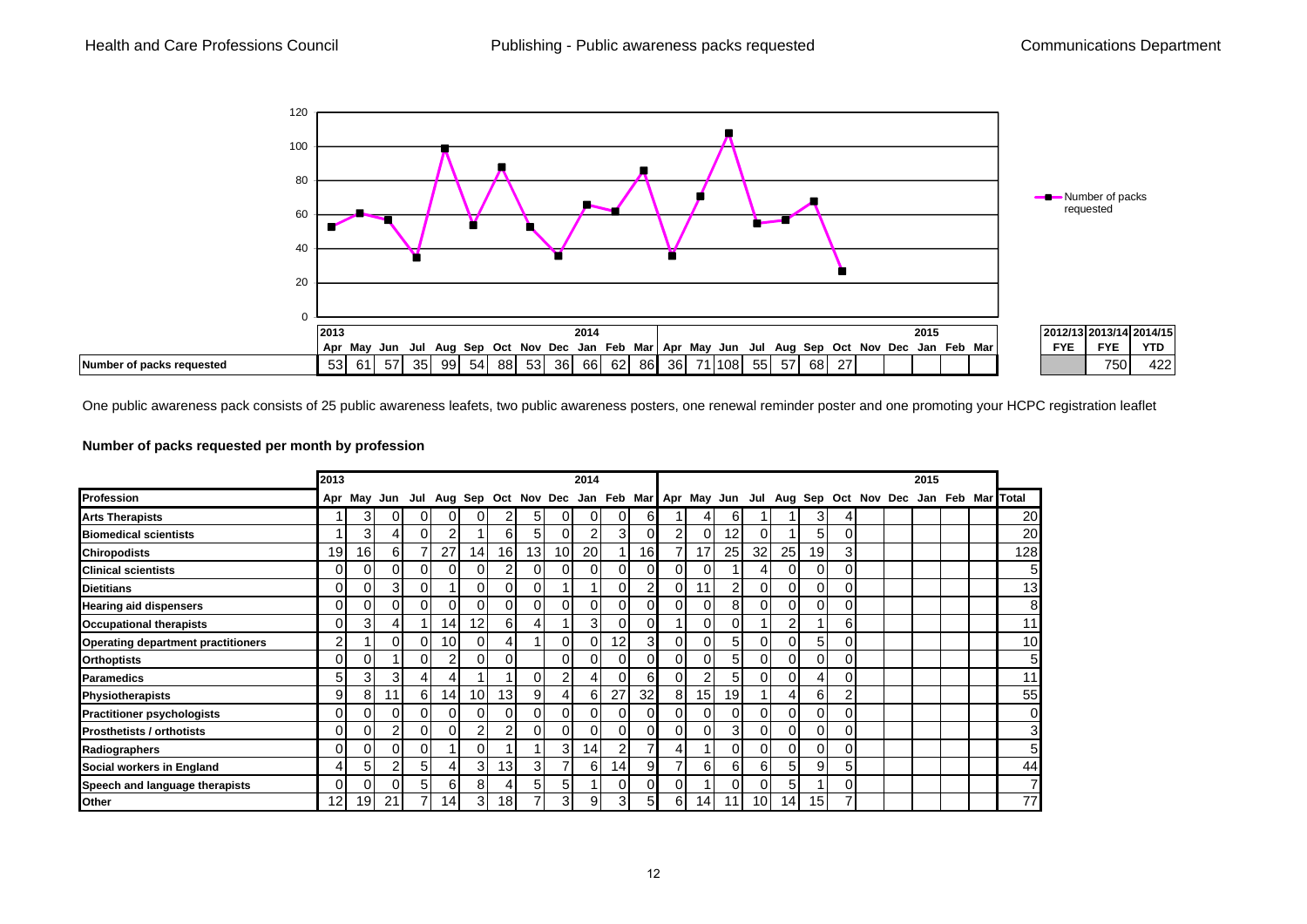Health and Care Professions Council — Publishing - Public awareness packs requested — Communications Department

| | 2013 | | | | | | | | | 2014 | | | | | | | | | | | | 2015 | | | 2012/13 | 2013/14 | 2014/15 |
|---|---|---|---|---|---|---|---|---|---|---|---|---|---|---|---|---|---|---|---|---|---|---|---|---|---|---|---|
| | Apr | May | Jun | Jul | Aug | Sep | Oct | Nov | Dec | Jan | Feb | Mar | Apr | May | Jun | Jul | Aug | Sep | Oct | Nov | Dec | Jan | Feb | Mar | FYE | FYE | YTD |
| Number of packs requested | 53 | 61 | 57 | 35 | 99 | 54 | 88 | 53 | 36 | 66 | 62 | 86 | 36 | 71 | 108 | 55 | 57 | 68 | 27 | | | | | | | 750 | 422 |

One public awareness pack consists of 25 public awareness leaflets, two public awareness posters, one renewal reminder poster and one promoting your HCPC registration leaflet

**Number of packs requested per month by profession**

| | 2013 | | | | | | | | | 2014 | | | | | | | | | | | | 2015 | | | |
|---|---|---|---|---|---|---|---|---|---|---|---|---|---|---|---|---|---|---|---|---|---|---|---|---|---|
| **Profession** | Apr | May | Jun | Jul | Aug | Sep | Oct | Nov | Dec | Jan | Feb | Mar | Apr | May | Jun | Jul | Aug | Sep | Oct | Nov | Dec | Jan | Feb | Mar | Total |
| **Arts Therapists** | 1 | 3 | 0 | 0 | 0 | 0 | 2 | 5 | 0 | 0 | 0 | 6 | 1 | 4 | 6 | 1 | 1 | 3 | 4 | | | | | | 20 |
| **Biomedical scientists** | 1 | 3 | 4 | 0 | 2 | 1 | 6 | 5 | 0 | 2 | 3 | 0 | 2 | 0 | 12 | 0 | 1 | 5 | 0 | | | | | | 20 |
| **Chiropodists** | 19 | 16 | 6 | 7 | 27 | 14 | 16 | 13 | 10 | 20 | 1 | 16 | 7 | 17 | 25 | 32 | 25 | 19 | 3 | | | | | | 128 |
| **Clinical scientists** | 0 | 0 | 0 | 0 | 0 | 0 | 2 | 0 | 0 | 0 | 0 | 0 | 0 | 0 | 1 | 4 | 0 | 0 | 0 | | | | | | 5 |
| **Dietitians** | 0 | 0 | 3 | 0 | 1 | 0 | 0 | 0 | 1 | 1 | 0 | 2 | 0 | 11 | 2 | 0 | 0 | 0 | 0 | | | | | | 13 |
| **Hearing aid dispensers** | 0 | 0 | 0 | 0 | 0 | 0 | 0 | 0 | 0 | 0 | 0 | 0 | 0 | 0 | 8 | 0 | 0 | 0 | 0 | | | | | | 8 |
| **Occupational therapists** | 0 | 3 | 4 | 1 | 14 | 12 | 6 | 4 | 1 | 3 | 0 | 0 | 1 | 0 | 0 | 1 | 2 | 1 | 6 | | | | | | 11 |
| **Operating department practitioners** | 2 | 1 | 0 | 0 | 10 | 0 | 4 | 1 | 0 | 0 | 12 | 3 | 0 | 0 | 5 | 0 | 0 | 5 | 0 | | | | | | 10 |
| **Orthoptists** | 0 | 0 | 1 | 0 | 2 | 0 | 0 | | 0 | 0 | 0 | 0 | 0 | 0 | 5 | 0 | 0 | 0 | 0 | | | | | | 5 |
| **Paramedics** | 5 | 3 | 3 | 4 | 4 | 1 | 1 | 0 | 2 | 4 | 0 | 6 | 0 | 2 | 5 | 0 | 0 | 4 | 0 | | | | | | 11 |
| **Physiotherapists** | 9 | 8 | 11 | 6 | 14 | 10 | 13 | 9 | 4 | 6 | 27 | 32 | 8 | 15 | 19 | 1 | 4 | 6 | 2 | | | | | | 55 |
| **Practitioner psychologists** | 0 | 0 | 0 | 0 | 0 | 0 | 0 | 0 | 0 | 0 | 0 | 0 | 0 | 0 | 0 | 0 | 0 | 0 | 0 | | | | | | 0 |
| **Prosthetists / orthotists** | 0 | 0 | 2 | 0 | 0 | 2 | 2 | 0 | 0 | 0 | 0 | 0 | 0 | 0 | 3 | 0 | 0 | 0 | 0 | | | | | | 3 |
| **Radiographers** | 0 | 0 | 0 | 0 | 1 | 0 | 1 | 1 | 3 | 14 | 2 | 7 | 4 | 1 | 0 | 0 | 0 | 0 | 0 | | | | | | 5 |
| **Social workers in England** | 4 | 5 | 2 | 5 | 4 | 3 | 13 | 3 | 7 | 6 | 14 | 9 | 7 | 6 | 6 | 6 | 5 | 9 | 5 | | | | | | 44 |
| **Speech and language therapists** | 0 | 0 | 0 | 5 | 6 | 8 | 4 | 5 | 5 | 1 | 0 | 0 | 0 | 1 | 0 | 0 | 5 | 1 | 0 | | | | | | 7 |
| **Other** | 12 | 19 | 21 | 7 | 14 | 3 | 18 | 7 | 3 | 9 | 3 | 5 | 6 | 14 | 11 | 10 | 14 | 15 | 7 | | | | | | 77 |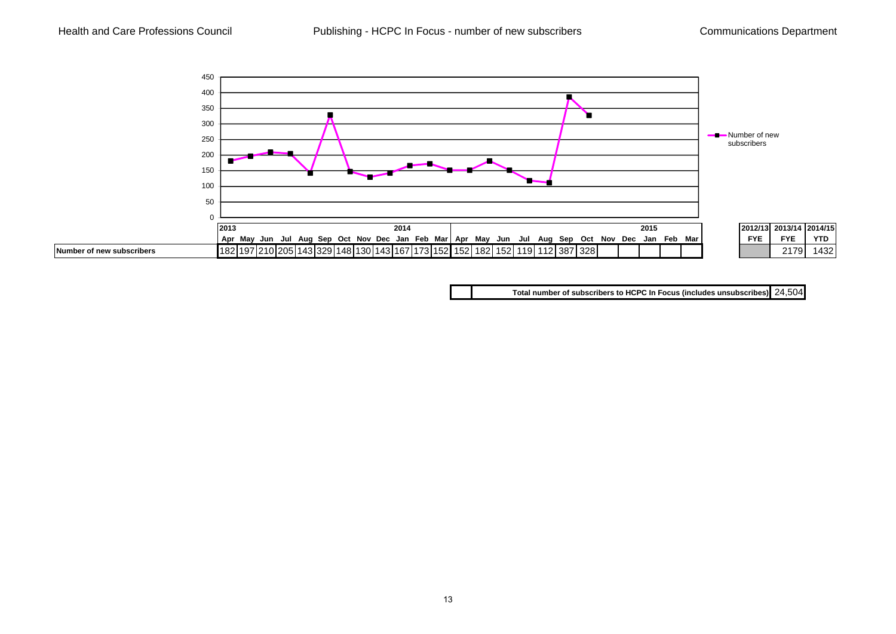# Publishing - HCPC In Focus - number of new subscribers

| | 2013 Apr | May | Jun | Jul | Aug | Sep | Oct | Nov | Dec | 2014 Jan | Feb | Mar | Apr | May | Jun | Jul | Aug | Sep | Oct | Nov | Dec | 2015 Jan | Feb | Mar | 2012/13 FYE | 2013/14 FYE | 2014/15 YTD |
|---|---|---|---|---|---|---|---|---|---|---|---|---|---|---|---|---|---|---|---|---|---|---|---|---|---|---|---|
| **Number of new subscribers** | 182 | 197 | 210 | 205 | 143 | 329 | 148 | 130 | 143 | 167 | 173 | 152 | 152 | 182 | 152 | 119 | 112 | 387 | 328 | | | | | | | 2179 | 1432 |

| | **Total number of subscribers to HCPC In Focus (includes unsubscribes)** | 24,504 |
|---|---|---|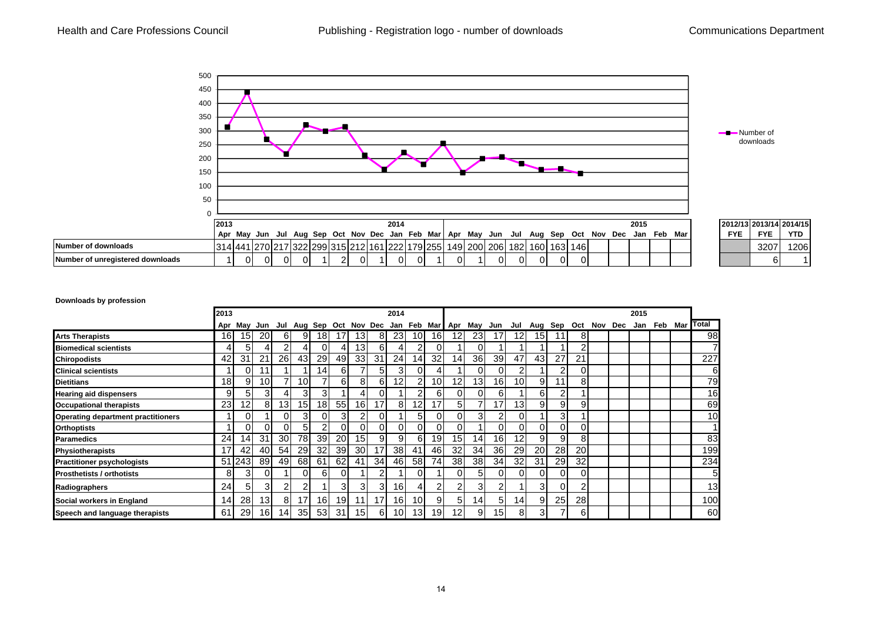# Publishing - Registration logo - number of downloads

Health and Care Professions Council — Communications Department

| | 2013 | | | | | | | | | 2014 | | | | | | | | | | | | 2015 | | | | 2012/13 FYE | 2013/14 FYE | 2014/15 YTD |
|---|---|---|---|---|---|---|---|---|---|---|---|---|---|---|---|---|---|---|---|---|---|---|---|---|---|---|---|
| | Apr | May | Jun | Jul | Aug | Sep | Oct | Nov | Dec | Jan | Feb | Mar | Apr | May | Jun | Jul | Aug | Sep | Oct | Nov | Dec | Jan | Feb | Mar | | | |
| Number of downloads | 314 | 441 | 270 | 217 | 322 | 299 | 315 | 212 | 161 | 222 | 179 | 255 | 149 | 200 | 206 | 182 | 160 | 163 | 146 | | | | | | | 3207 | 1206 |
| Number of unregistered downloads | 1 | 0 | 0 | 0 | 0 | 1 | 2 | 0 | 1 | 0 | 0 | 1 | 0 | 1 | 0 | 0 | 0 | 0 | 0 | | | | | | | 6 | 1 |

**Downloads by profession**

| | 2013 | | | | | | | | | 2014 | | | | | | | | | | | | 2015 | | | |
|---|---|---|---|---|---|---|---|---|---|---|---|---|---|---|---|---|---|---|---|---|---|---|---|---|---|
| | Apr | May | Jun | Jul | Aug | Sep | Oct | Nov | Dec | Jan | Feb | Mar | Apr | May | Jun | Jul | Aug | Sep | Oct | Nov | Dec | Jan | Feb | Mar | Total |
| **Arts Therapists** | 16 | 15 | 20 | 6 | 9 | 18 | 17 | 13 | 8 | 23 | 10 | 16 | 12 | 23 | 17 | 12 | 15 | 11 | 8 | | | | | | 98 |
| **Biomedical scientists** | 4 | 5 | 4 | 2 | 4 | 0 | 4 | 13 | 6 | 4 | 2 | 0 | 1 | 0 | 1 | 1 | 1 | 1 | 2 | | | | | | 7 |
| **Chiropodists** | 42 | 31 | 21 | 26 | 43 | 29 | 49 | 33 | 31 | 24 | 14 | 32 | 14 | 36 | 39 | 47 | 43 | 27 | 21 | | | | | | 227 |
| **Clinical scientists** | 1 | 0 | 11 | 1 | 1 | 14 | 6 | 7 | 5 | 3 | 0 | 4 | 1 | 0 | 0 | 2 | 1 | 2 | 0 | | | | | | 6 |
| **Dietitians** | 18 | 9 | 10 | 7 | 10 | 7 | 6 | 8 | 6 | 12 | 2 | 10 | 12 | 13 | 16 | 10 | 9 | 11 | 8 | | | | | | 79 |
| **Hearing aid dispensers** | 9 | 5 | 3 | 4 | 3 | 3 | 1 | 4 | 0 | 1 | 2 | 6 | 0 | 0 | 6 | 1 | 6 | 2 | 1 | | | | | | 16 |
| **Occupational therapists** | 23 | 12 | 8 | 13 | 15 | 18 | 55 | 16 | 17 | 8 | 12 | 17 | 5 | 7 | 17 | 13 | 9 | 9 | 9 | | | | | | 69 |
| **Operating department practitioners** | 1 | 0 | 1 | 0 | 3 | 0 | 3 | 2 | 0 | 1 | 5 | 0 | 0 | 3 | 2 | 0 | 1 | 3 | 1 | | | | | | 10 |
| **Orthoptists** | 1 | 0 | 0 | 0 | 5 | 2 | 0 | 0 | 0 | 0 | 0 | 0 | 0 | 1 | 0 | 0 | 0 | 0 | 0 | | | | | | 1 |
| **Paramedics** | 24 | 14 | 31 | 30 | 78 | 39 | 20 | 15 | 9 | 9 | 6 | 19 | 15 | 14 | 16 | 12 | 9 | 9 | 8 | | | | | | 83 |
| **Physiotherapists** | 17 | 42 | 40 | 54 | 29 | 32 | 39 | 30 | 17 | 38 | 41 | 46 | 32 | 34 | 36 | 29 | 20 | 28 | 20 | | | | | | 199 |
| **Practitioner psychologists** | 51 | 243 | 89 | 49 | 68 | 61 | 62 | 41 | 34 | 46 | 58 | 74 | 38 | 38 | 34 | 32 | 31 | 29 | 32 | | | | | | 234 |
| **Prosthetists / orthotists** | 8 | 3 | 0 | 1 | 0 | 6 | 0 | 1 | 2 | 1 | 0 | 1 | 0 | 5 | 0 | 0 | 0 | 0 | 0 | | | | | | 5 |
| **Radiographers** | 24 | 5 | 3 | 2 | 2 | 1 | 3 | 3 | 3 | 16 | 4 | 2 | 2 | 3 | 2 | 1 | 3 | 0 | 2 | | | | | | 13 |
| **Social workers in England** | 14 | 28 | 13 | 8 | 17 | 16 | 19 | 11 | 17 | 16 | 10 | 9 | 5 | 14 | 5 | 14 | 9 | 25 | 28 | | | | | | 100 |
| **Speech and language therapists** | 61 | 29 | 16 | 14 | 35 | 53 | 31 | 15 | 6 | 10 | 13 | 19 | 12 | 9 | 15 | 8 | 3 | 7 | 6 | | | | | | 60 |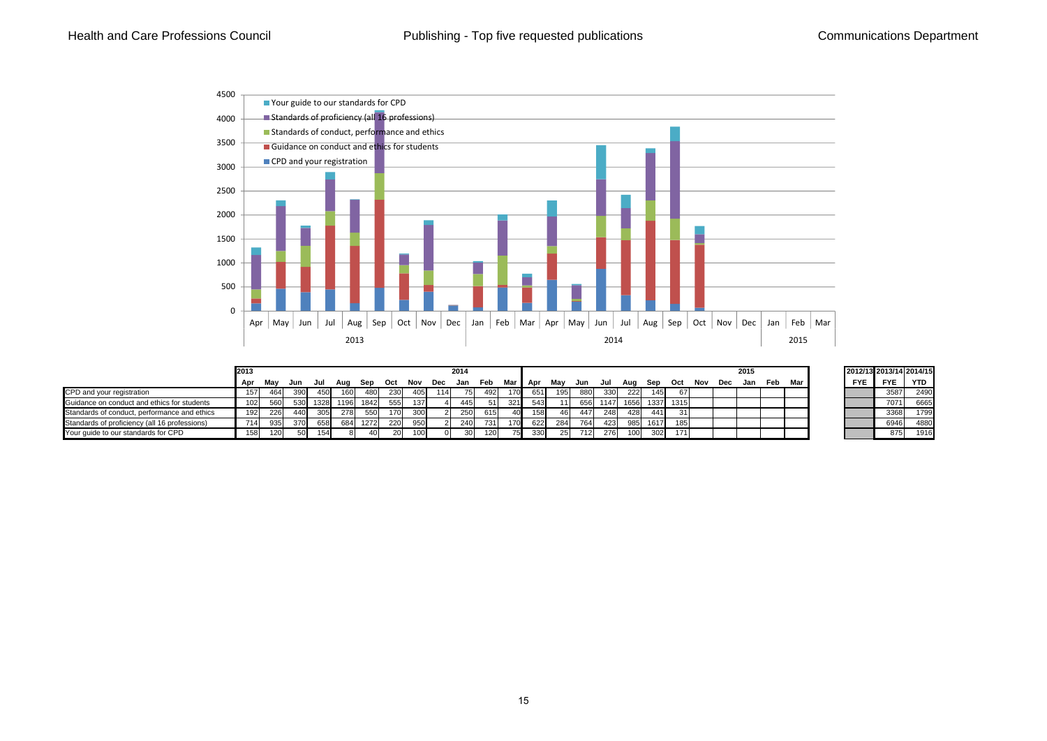# Publishing - Top five requested publications

| | 2013 Apr | May | Jun | Jul | Aug | Sep | Oct | Nov | Dec | 2014 Jan | Feb | Mar | Apr | May | Jun | Jul | Aug | Sep | Oct | Nov | Dec | 2015 Jan | Feb | Mar | 2012/13 FYE | 2013/14 FYE | 2014/15 YTD |
|---|---|---|---|---|---|---|---|---|---|---|---|---|---|---|---|---|---|---|---|---|---|---|---|---|---|---|---|
| CPD and your registration | 157 | 464 | 390 | 450 | 160 | 480 | 230 | 405 | 114 | 75 | 492 | 170 | 651 | 195 | 880 | 330 | 222 | 145 | 67 | | | | | | | 3587 | 2490 |
| Guidance on conduct and ethics for students | 102 | 560 | 530 | 1328 | 1196 | 1842 | 555 | 137 | 4 | 445 | 51 | 321 | 543 | 11 | 656 | 1147 | 1656 | 1337 | 1315 | | | | | | | 7071 | 6665 |
| Standards of conduct, performance and ethics | 192 | 226 | 440 | 305 | 278 | 550 | 170 | 300 | 2 | 250 | 615 | 40 | 158 | 46 | 447 | 248 | 428 | 441 | 31 | | | | | | | 3368 | 1799 |
| Standards of proficiency (all 16 professions) | 714 | 935 | 370 | 658 | 684 | 1272 | 220 | 950 | 2 | 240 | 731 | 170 | 622 | 284 | 764 | 423 | 985 | 1617 | 185 | | | | | | | 6946 | 4880 |
| Your guide to our standards for CPD | 158 | 120 | 50 | 154 | 8 | 40 | 20 | 100 | 0 | 30 | 120 | 75 | 330 | 25 | 712 | 276 | 100 | 302 | 171 | | | | | | | 875 | 1916 |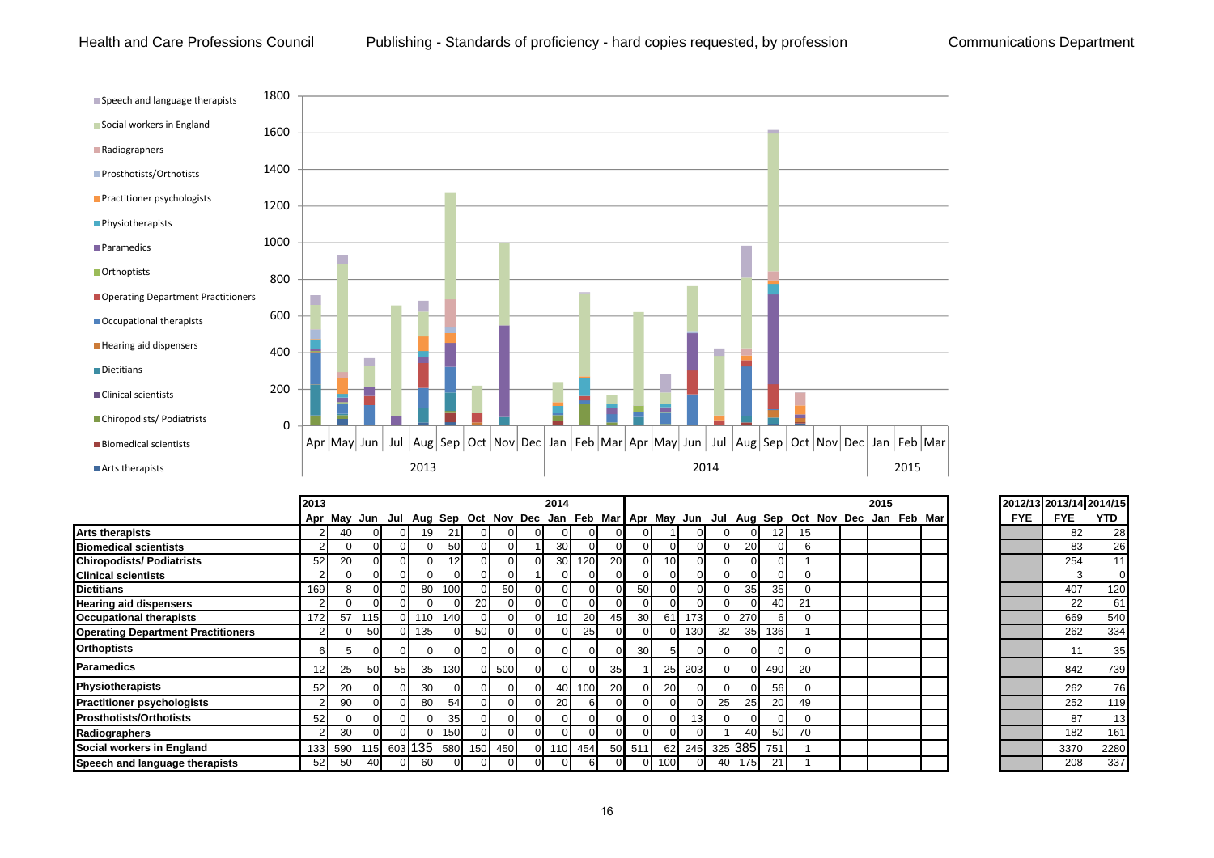Health and Care Professions Council

## Publishing - Standards of proficiency - hard copies requested, by profession

Communications Department

| | 2013 Apr | May | Jun | Jul | Aug | Sep | Oct | Nov | Dec | 2014 Jan | Feb | Mar | Apr | May | Jun | Jul | Aug | Sep | Oct | Nov | Dec | 2015 Jan | Feb | Mar | 2012/13 FYE | 2013/14 FYE | 2014/15 YTD |
|---|---|---|---|---|---|---|---|---|---|---|---|---|---|---|---|---|---|---|---|---|---|---|---|---|---|---|---|
| **Arts therapists** | 2 | 40 | 0 | 0 | 19 | 21 | 0 | 0 | 0 | 0 | 0 | 0 | 0 | 1 | 0 | 0 | 0 | 12 | 15 | | | | | | | 82 | 28 |
| **Biomedical scientists** | 2 | 0 | 0 | 0 | 0 | 50 | 0 | 0 | 1 | 30 | 0 | 0 | 0 | 0 | 0 | 0 | 20 | 0 | 6 | | | | | | | 83 | 26 |
| **Chiropodists/ Podiatrists** | 52 | 20 | 0 | 0 | 0 | 12 | 0 | 0 | 0 | 30 | 120 | 20 | 0 | 10 | 0 | 0 | 0 | 0 | 1 | | | | | | | 254 | 11 |
| **Clinical scientists** | 2 | 0 | 0 | 0 | 0 | 0 | 0 | 0 | 1 | 0 | 0 | 0 | 0 | 0 | 0 | 0 | 0 | 0 | 0 | | | | | | | 3 | 0 |
| **Dietitians** | 169 | 8 | 0 | 0 | 80 | 100 | 0 | 50 | 0 | 0 | 0 | 0 | 50 | 0 | 0 | 0 | 35 | 35 | 0 | | | | | | | 407 | 120 |
| **Hearing aid dispensers** | 2 | 0 | 0 | 0 | 0 | 0 | 20 | 0 | 0 | 0 | 0 | 0 | 0 | 0 | 0 | 0 | 0 | 40 | 21 | | | | | | | 22 | 61 |
| **Occupational therapists** | 172 | 57 | 115 | 0 | 110 | 140 | 0 | 0 | 0 | 10 | 20 | 45 | 30 | 61 | 173 | 0 | 270 | 6 | 0 | | | | | | | 669 | 540 |
| **Operating Department Practitioners** | 2 | 0 | 50 | 0 | 135 | 0 | 50 | 0 | 0 | 0 | 25 | 0 | 0 | 0 | 130 | 32 | 35 | 136 | 1 | | | | | | | 262 | 334 |
| **Orthoptists** | 6 | 5 | 0 | 0 | 0 | 0 | 0 | 0 | 0 | 0 | 0 | 0 | 30 | 5 | 0 | 0 | 0 | 0 | 0 | | | | | | | 11 | 35 |
| **Paramedics** | 12 | 25 | 50 | 55 | 35 | 130 | 0 | 500 | 0 | 0 | 0 | 35 | 1 | 25 | 203 | 0 | 0 | 490 | 20 | | | | | | | 842 | 739 |
| **Physiotherapists** | 52 | 20 | 0 | 0 | 30 | 0 | 0 | 0 | 0 | 40 | 100 | 20 | 0 | 20 | 0 | 0 | 0 | 56 | 0 | | | | | | | 262 | 76 |
| **Practitioner psychologists** | 2 | 90 | 0 | 0 | 80 | 54 | 0 | 0 | 0 | 20 | 6 | 0 | 0 | 0 | 0 | 25 | 25 | 20 | 49 | | | | | | | 252 | 119 |
| **Prosthotists/Orthotists** | 52 | 0 | 0 | 0 | 0 | 35 | 0 | 0 | 0 | 0 | 0 | 0 | 0 | 0 | 13 | 0 | 0 | 0 | 0 | | | | | | | 87 | 13 |
| **Radiographers** | 2 | 30 | 0 | 0 | 0 | 150 | 0 | 0 | 0 | 0 | 0 | 0 | 0 | 0 | 0 | 1 | 40 | 50 | 70 | | | | | | | 182 | 161 |
| **Social workers in England** | 133 | 590 | 115 | 603 | 135 | 580 | 150 | 450 | 0 | 110 | 454 | 50 | 511 | 62 | 245 | 325 | 385 | 751 | 1 | | | | | | | 3370 | 2280 |
| **Speech and language therapists** | 52 | 50 | 40 | 0 | 60 | 0 | 0 | 0 | 0 | 0 | 6 | 0 | 0 | 100 | 0 | 40 | 175 | 21 | 1 | | | | | | | 208 | 337 |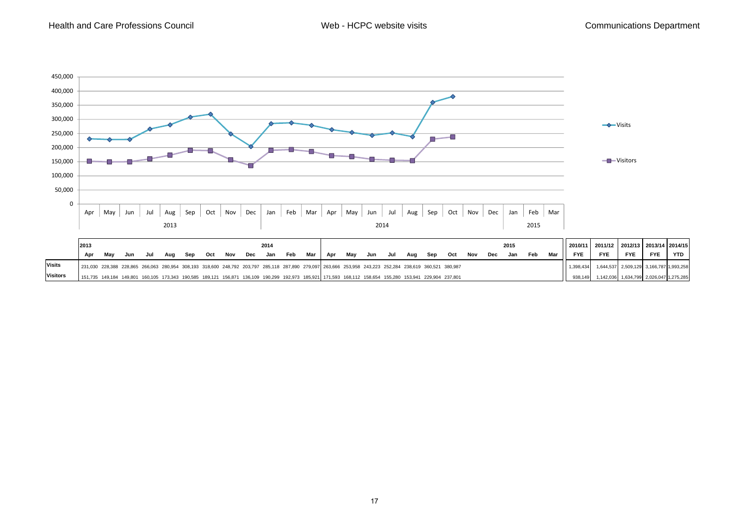Health and Care Professions Council | Web - HCPC website visits | Communications Department

| | 2013 | | | | | | | | | 2014 | | | | | | | | | | | | 2015 | | | 2010/11 | 2011/12 | 2012/13 | 2013/14 | 2014/15 |
|---|---|---|---|---|---|---|---|---|---|---|---|---|---|---|---|---|---|---|---|---|---|---|---|---|---|---|---|---|---|
| | Apr | May | Jun | Jul | Aug | Sep | Oct | Nov | Dec | Jan | Feb | Mar | Apr | May | Jun | Jul | Aug | Sep | Oct | Nov | Dec | Jan | Feb | Mar | FYE | FYE | FYE | FYE | YTD |
| **Visits** | 231,030 | 228,388 | 228,865 | 266,063 | 280,954 | 308,193 | 318,600 | 248,792 | 203,797 | 285,118 | 287,890 | 279,097 | 263,666 | 253,958 | 243,223 | 252,284 | 238,619 | 360,521 | 380,987 | | | | | | 1,398,434 | 1,644,537 | 2,509,129 | 3,166,787 | 1,993,258 |
| **Visitors** | 151,735 | 149,184 | 149,801 | 160,105 | 173,343 | 190,585 | 189,121 | 156,871 | 136,109 | 190,299 | 192,973 | 185,921 | 171,593 | 168,112 | 158,654 | 155,280 | 153,941 | 229,904 | 237,801 | | | | | | 938,149 | 1,142,036 | 1,634,799 | 2,026,047 | 1,275,285 |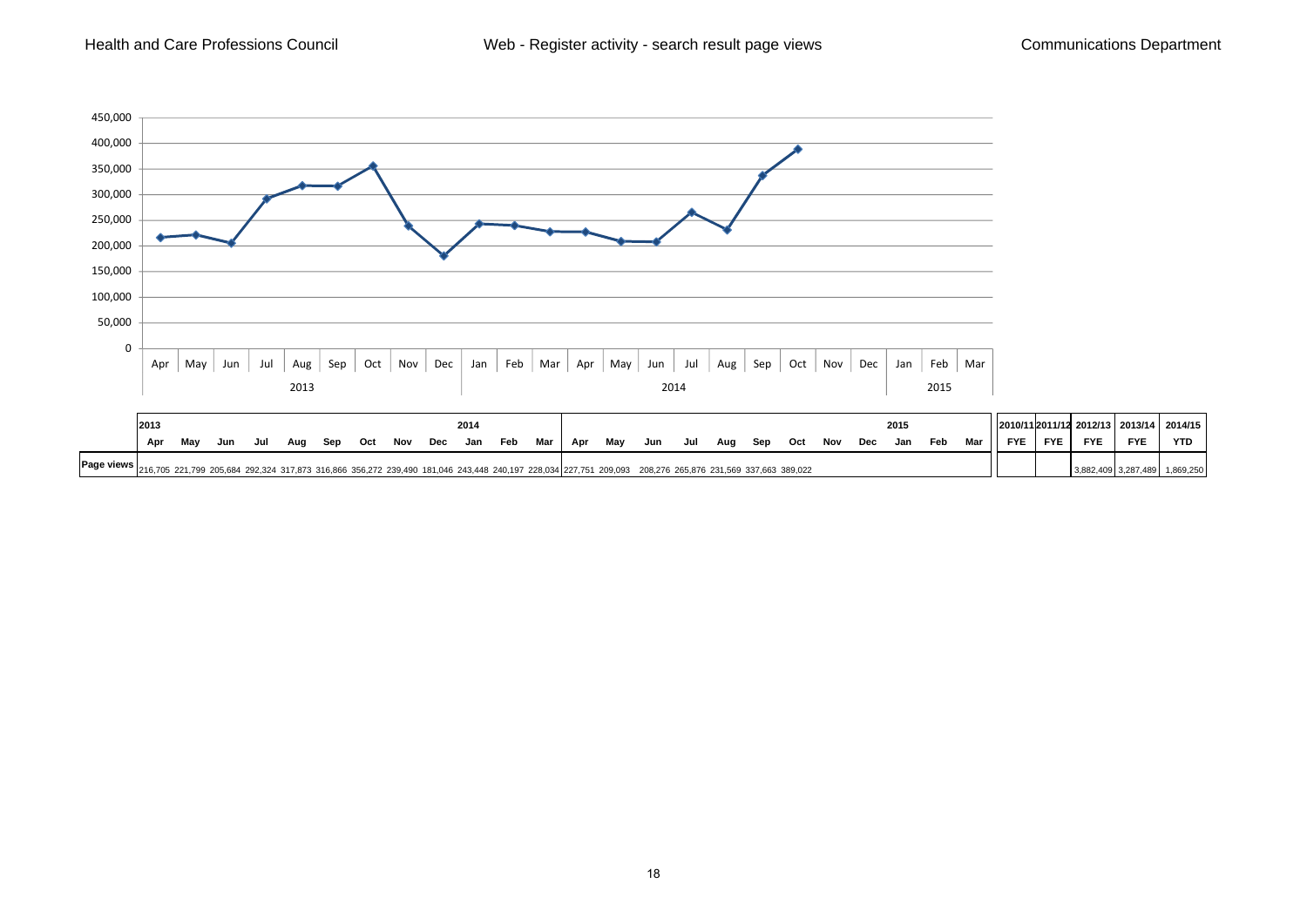Health and Care Professions Council | Web - Register activity - search result page views | Communications Department

| | 2013 | | | | | | | | | 2014 | | | | | | | | | | | | | 2015 | | | 2010/11 | 2011/12 | 2012/13 | 2013/14 | 2014/15 |
|---|---|---|---|---|---|---|---|---|---|---|---|---|---|---|---|---|---|---|---|---|---|---|---|---|---|---|---|---|---|---|
| | Apr | May | Jun | Jul | Aug | Sep | Oct | Nov | Dec | Jan | Feb | Mar | Apr | May | Jun | Jul | Aug | Sep | Oct | Nov | Dec | Jan | Feb | Mar | FYE | FYE | FYE | FYE | YTD |
| Page views | 216,705 | 221,799 | 205,684 | 292,324 | 317,873 | 316,866 | 356,272 | 239,490 | 181,046 | 243,448 | 240,197 | 228,034 | 227,751 | 209,093 | 208,276 | 265,876 | 231,569 | 337,663 | 389,022 | | | | | | | | 3,882,409 | 3,287,489 | 1,869,250 |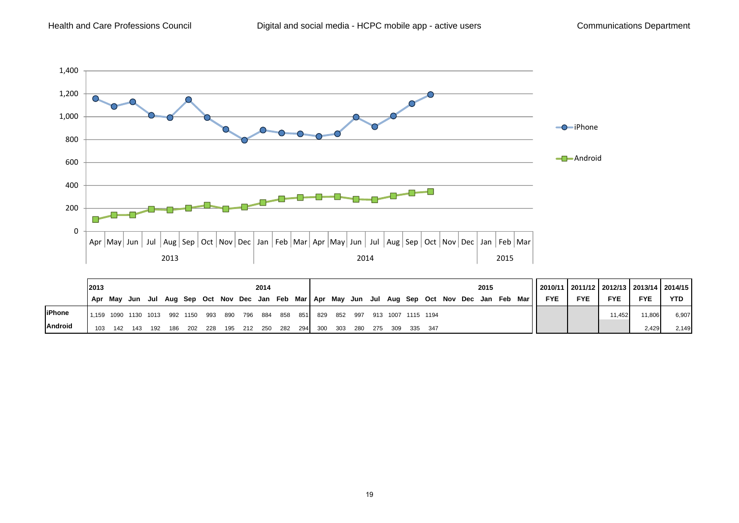# Digital and social media - HCPC mobile app - active users

| | 2013 | | | | | | | | | 2014 | | | | | | | | | | | | | 2015 | | | 2010/11 | 2011/12 | 2012/13 | 2013/14 | 2014/15 |
|---|---|---|---|---|---|---|---|---|---|---|---|---|---|---|---|---|---|---|---|---|---|---|---|---|---|---|---|---|---|---|
| | Apr | May | Jun | Jul | Aug | Sep | Oct | Nov | Dec | Jan | Feb | Mar | Apr | May | Jun | Jul | Aug | Sep | Oct | Nov | Dec | Jan | Feb | Mar | | FYE | FYE | FYE | FYE | YTD |
| iPhone | 1,159 | 1090 | 1130 | 1013 | 992 | 1150 | 993 | 890 | 796 | 884 | 858 | 851 | 829 | 852 | 997 | 913 | 1007 | 1115 | 1194 | | | | | | | | | 11,452 | 11,806 | 6,907 |
| Android | 103 | 142 | 143 | 192 | 186 | 202 | 228 | 195 | 212 | 250 | 282 | 294 | 300 | 303 | 280 | 275 | 309 | 335 | 347 | | | | | | | | | | 2,429 | 2,149 |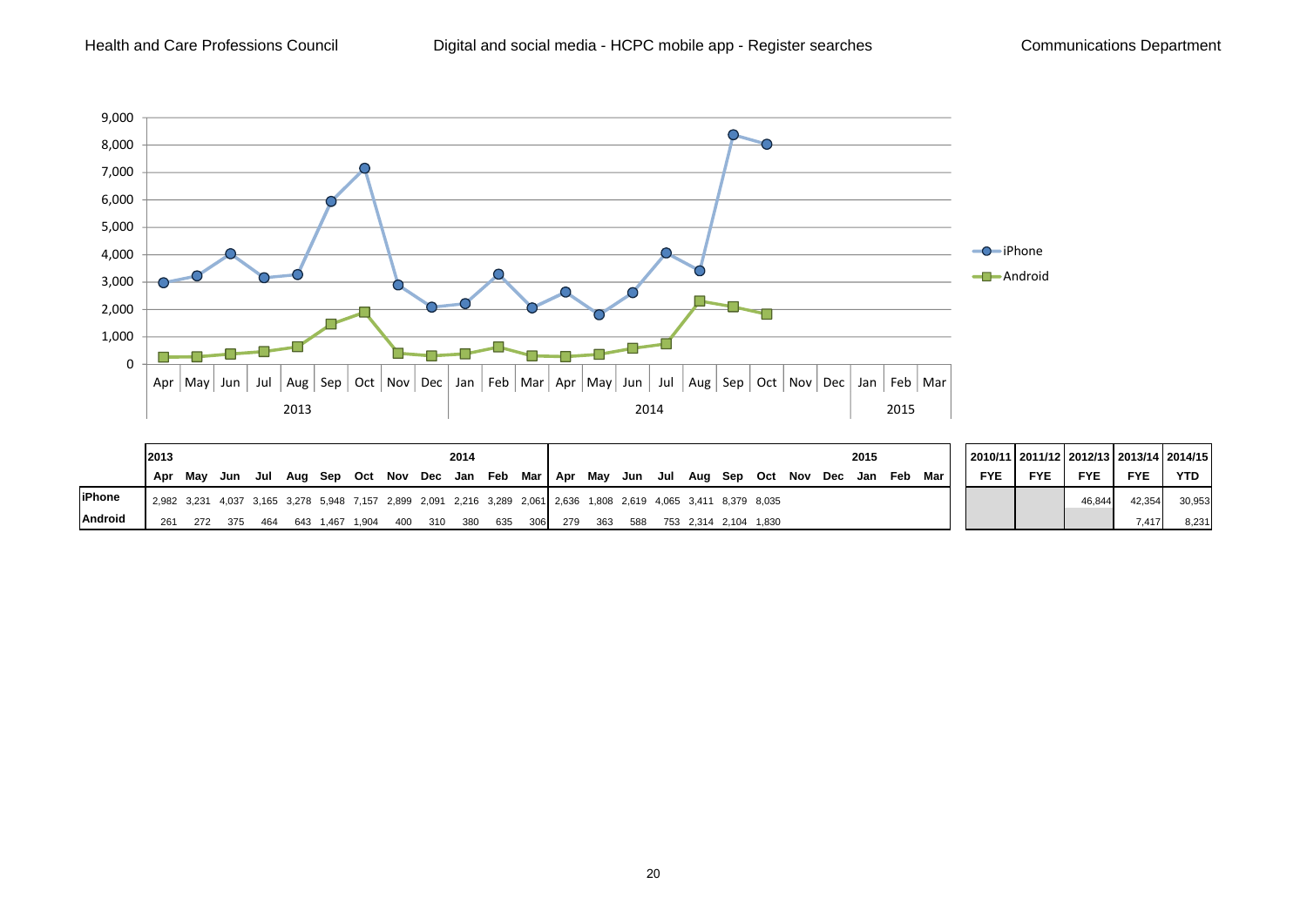Health and Care Professions Council | Digital and social media - HCPC mobile app - Register searches | Communications Department

| | 2013 | | | | | | | | | 2014 | | | | | | | | | | | | | 2015 | | | 2010/11 | 2011/12 | 2012/13 | 2013/14 | 2014/15 |
|---|---|---|---|---|---|---|---|---|---|---|---|---|---|---|---|---|---|---|---|---|---|---|---|---|---|---|---|---|---|---|
| | Apr | May | Jun | Jul | Aug | Sep | Oct | Nov | Dec | Jan | Feb | Mar | Apr | May | Jun | Jul | Aug | Sep | Oct | Nov | Dec | Jan | Feb | Mar | | FYE | FYE | FYE | FYE | YTD |
| **iPhone** | 2,982 | 3,231 | 4,037 | 3,165 | 3,278 | 5,948 | 7,157 | 2,899 | 2,091 | 2,216 | 3,289 | 2,061 | 2,636 | 1,808 | 2,619 | 4,065 | 3,411 | 8,379 | 8,035 | | | | | | | | | 46,844 | 42,354 | 30,953 |
| **Android** | 261 | 272 | 375 | 464 | 643 | 1,467 | 1,904 | 400 | 310 | 380 | 635 | 306 | 279 | 363 | 588 | 753 | 2,314 | 2,104 | 1,830 | | | | | | | | | | 7,417 | 8,231 |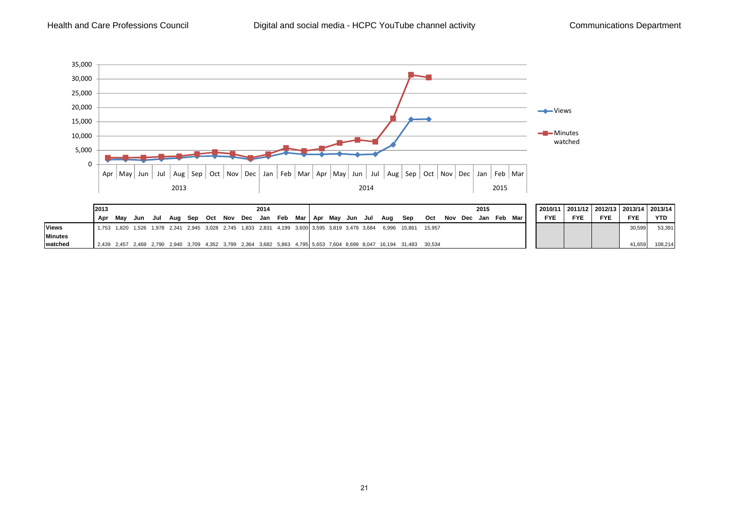# Digital and social media - HCPC YouTube channel activity

| | 2013 | | | | | | | | | 2014 | | | | | | | | | | | | | 2015 | | | | | 2010/11 | 2011/12 | 2012/13 | 2013/14 | 2013/14 |
|---|---|---|---|---|---|---|---|---|---|---|---|---|---|---|---|---|---|---|---|---|---|---|---|---|---|---|---|---|---|---|---|---|
| | Apr | May | Jun | Jul | Aug | Sep | Oct | Nov | Dec | Jan | Feb | Mar | Apr | May | Jun | Jul | Aug | Sep | Oct | Nov | Dec | Jan | Feb | Mar | | | | FYE | FYE | FYE | FYE | YTD |
| **Views** | 1,753 | 1,820 | 1,526 | 1,978 | 2,341 | 2,945 | 3,028 | 2,745 | 1,833 | 2,831 | 4,199 | 3,600 | 3,595 | 3,819 | 3,479 | 3,684 | 6,996 | 15,861 | 15,957 | | | | | | | | | | | | 30,599 | 53,391 |
| **Minutes watched** | 2,439 | 2,457 | 2,469 | 2,790 | 2,940 | 3,709 | 4,352 | 3,799 | 2,364 | 3,682 | 5,863 | 4,795 | 5,653 | 7,604 | 8,699 | 8,047 | 16,194 | 31,483 | 30,534 | | | | | | | | | | | | 41,659 | 108,214 |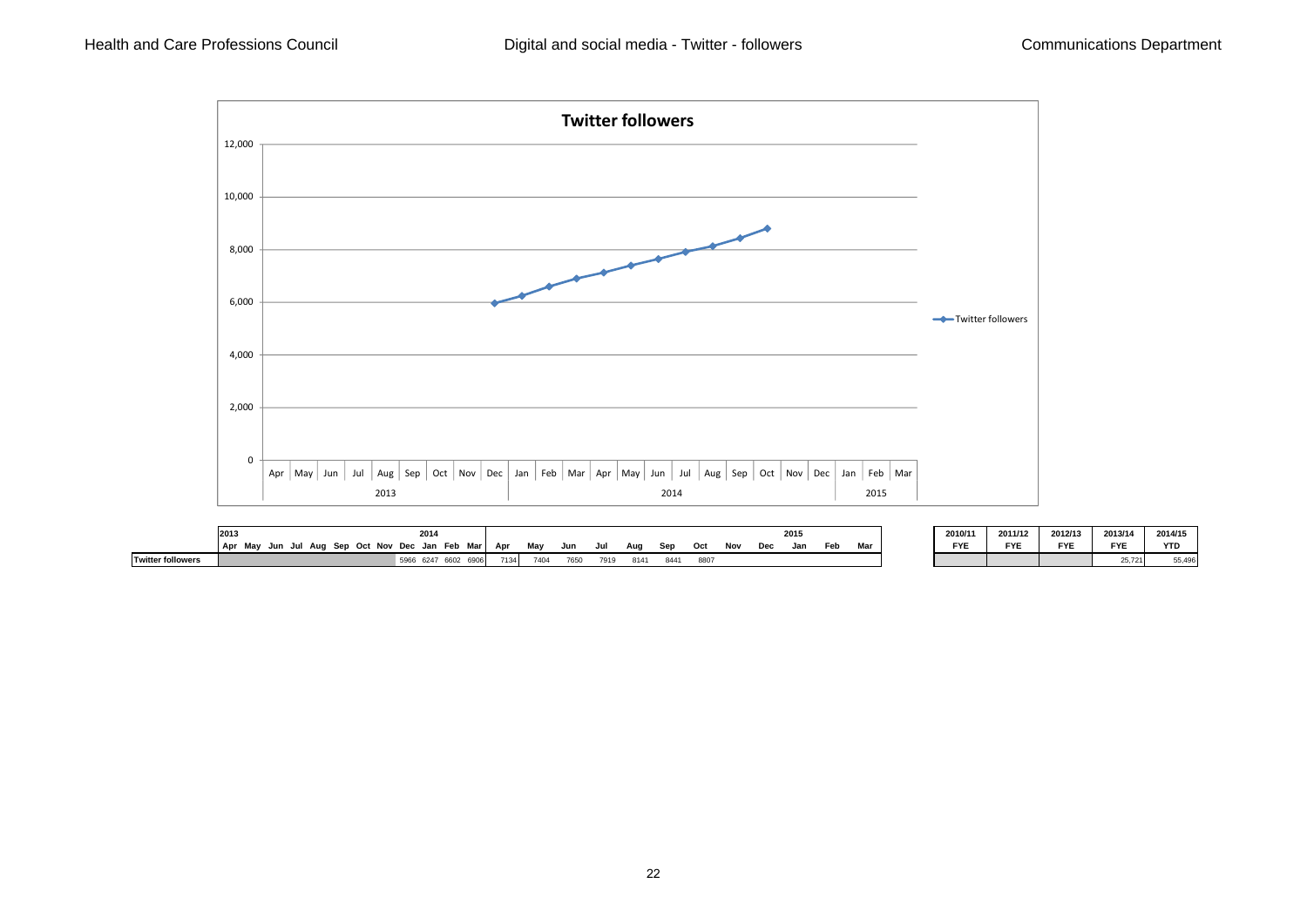Health and Care Professions Council — Digital and social media - Twitter - followers — Communications Department

**Twitter followers**

| | 2013 Apr | May | Jun | Jul | Aug | Sep | Oct | Nov | Dec | 2014 Jan | Feb | Mar | Apr | May | Jun | Jul | Aug | Sep | Oct | Nov | Dec | 2015 Jan | Feb | Mar |
|---|---|---|---|---|---|---|---|---|---|---|---|---|---|---|---|---|---|---|---|---|---|---|---|---|
| **Twitter followers** | | | | | | | | | 5966 | 6247 | 6602 | 6906 | 7134 | 7404 | 7650 | 7919 | 8141 | 8441 | 8807 | | | | | |

| 2010/11 FYE | 2011/12 FYE | 2012/13 FYE | 2013/14 FYE | 2014/15 YTD |
|---|---|---|---|---|
| | | | 25,721 | 55,496 |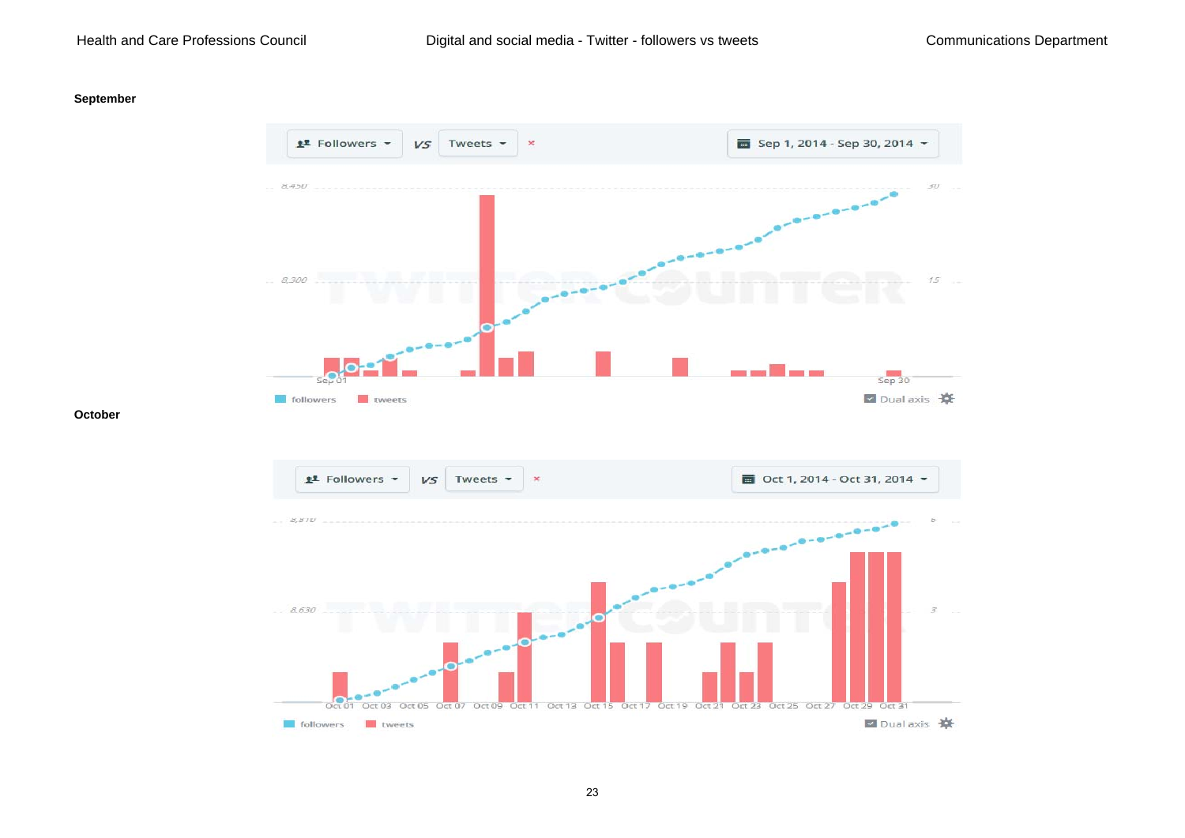**September**

**October**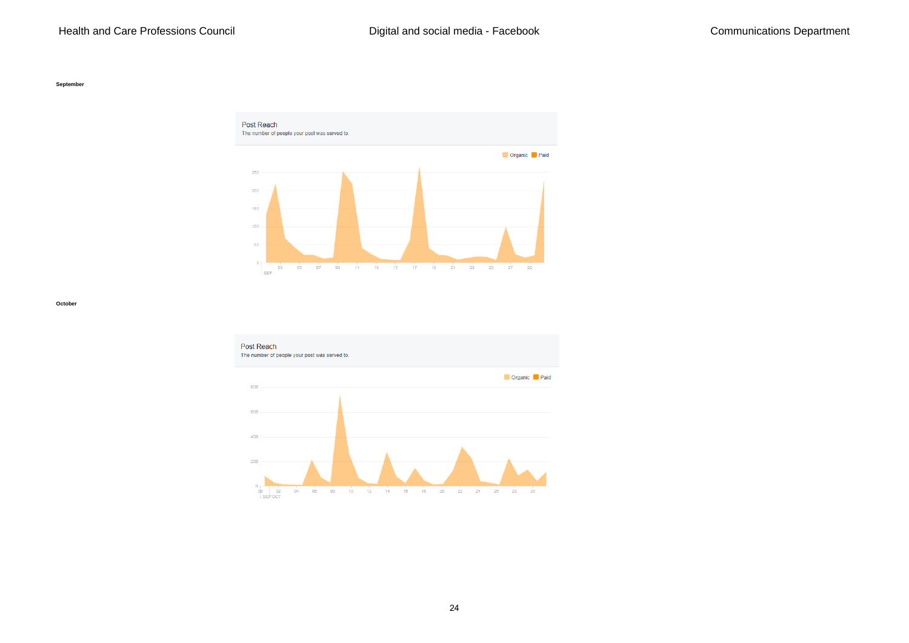**September**

Post Reach

The number of people your post was served to.

Organic Paid

250
200
150
100
50
0

03 05 07 09 11 13 15 17 19 21 23 25 27 29

SEP

**October**

Post Reach

The number of people your post was served to.

Organic Paid

800
600
400
200
0

30 02 04 06 08 10 12 14 16 18 20 22 24 26 28 30

SEP OCT